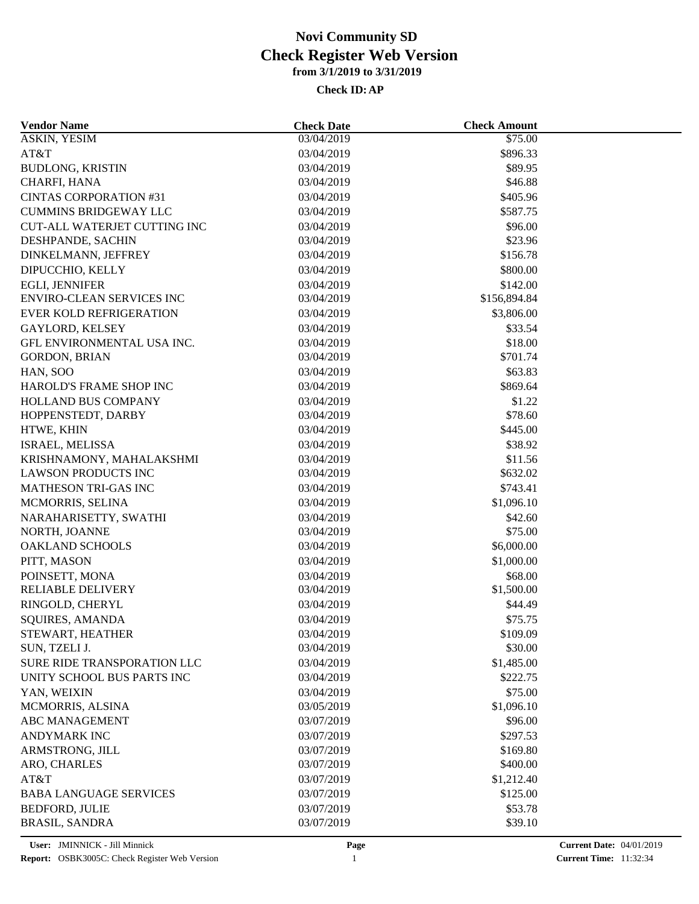# Novi Community SD
## Check Register Web Version
### from 3/1/2019 to 3/31/2019
### Check ID: AP

| Vendor Name | Check Date | Check Amount |
|---|---|---|
| ASKIN, YESIM | 03/04/2019 | $75.00 |
| AT&T | 03/04/2019 | $896.33 |
| BUDLONG, KRISTIN | 03/04/2019 | $89.95 |
| CHARFI, HANA | 03/04/2019 | $46.88 |
| CINTAS CORPORATION #31 | 03/04/2019 | $405.96 |
| CUMMINS BRIDGEWAY LLC | 03/04/2019 | $587.75 |
| CUT-ALL WATERJET CUTTING INC | 03/04/2019 | $96.00 |
| DESHPANDE, SACHIN | 03/04/2019 | $23.96 |
| DINKELMANN, JEFFREY | 03/04/2019 | $156.78 |
| DIPUCCHIO, KELLY | 03/04/2019 | $800.00 |
| EGLI, JENNIFER | 03/04/2019 | $142.00 |
| ENVIRO-CLEAN SERVICES INC | 03/04/2019 | $156,894.84 |
| EVER KOLD REFRIGERATION | 03/04/2019 | $3,806.00 |
| GAYLORD, KELSEY | 03/04/2019 | $33.54 |
| GFL ENVIRONMENTAL USA INC. | 03/04/2019 | $18.00 |
| GORDON, BRIAN | 03/04/2019 | $701.74 |
| HAN, SOO | 03/04/2019 | $63.83 |
| HAROLD'S FRAME SHOP INC | 03/04/2019 | $869.64 |
| HOLLAND BUS COMPANY | 03/04/2019 | $1.22 |
| HOPPENSTEDT, DARBY | 03/04/2019 | $78.60 |
| HTWE, KHIN | 03/04/2019 | $445.00 |
| ISRAEL, MELISSA | 03/04/2019 | $38.92 |
| KRISHNAMONY, MAHALAKSHMI | 03/04/2019 | $11.56 |
| LAWSON PRODUCTS INC | 03/04/2019 | $632.02 |
| MATHESON TRI-GAS INC | 03/04/2019 | $743.41 |
| MCMORRIS, SELINA | 03/04/2019 | $1,096.10 |
| NARAHARISETTY, SWATHI | 03/04/2019 | $42.60 |
| NORTH, JOANNE | 03/04/2019 | $75.00 |
| OAKLAND SCHOOLS | 03/04/2019 | $6,000.00 |
| PITT, MASON | 03/04/2019 | $1,000.00 |
| POINSETT, MONA | 03/04/2019 | $68.00 |
| RELIABLE DELIVERY | 03/04/2019 | $1,500.00 |
| RINGOLD, CHERYL | 03/04/2019 | $44.49 |
| SQUIRES, AMANDA | 03/04/2019 | $75.75 |
| STEWART, HEATHER | 03/04/2019 | $109.09 |
| SUN, TZELI J. | 03/04/2019 | $30.00 |
| SURE RIDE TRANSPORATION LLC | 03/04/2019 | $1,485.00 |
| UNITY SCHOOL BUS PARTS INC | 03/04/2019 | $222.75 |
| YAN, WEIXIN | 03/04/2019 | $75.00 |
| MCMORRIS, ALSINA | 03/05/2019 | $1,096.10 |
| ABC MANAGEMENT | 03/07/2019 | $96.00 |
| ANDYMARK INC | 03/07/2019 | $297.53 |
| ARMSTRONG, JILL | 03/07/2019 | $169.80 |
| ARO, CHARLES | 03/07/2019 | $400.00 |
| AT&T | 03/07/2019 | $1,212.40 |
| BABA LANGUAGE SERVICES | 03/07/2019 | $125.00 |
| BEDFORD, JULIE | 03/07/2019 | $53.78 |
| BRASIL, SANDRA | 03/07/2019 | $39.10 |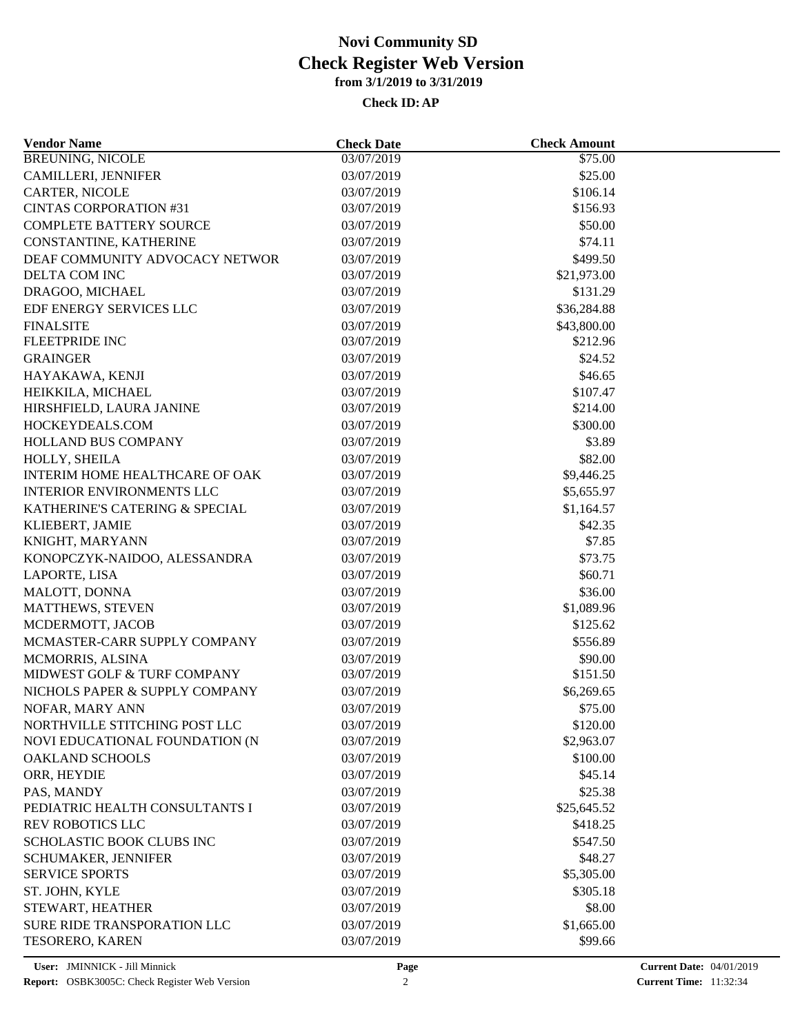# Novi Community SD
## Check Register Web Version
### from 3/1/2019 to 3/31/2019

**Check ID: AP**

| Vendor Name | Check Date | Check Amount |
|---|---|---|
| BREUNING, NICOLE | 03/07/2019 | $75.00 |
| CAMILLERI, JENNIFER | 03/07/2019 | $25.00 |
| CARTER, NICOLE | 03/07/2019 | $106.14 |
| CINTAS CORPORATION #31 | 03/07/2019 | $156.93 |
| COMPLETE BATTERY SOURCE | 03/07/2019 | $50.00 |
| CONSTANTINE, KATHERINE | 03/07/2019 | $74.11 |
| DEAF COMMUNITY ADVOCACY NETWOR | 03/07/2019 | $499.50 |
| DELTA COM INC | 03/07/2019 | $21,973.00 |
| DRAGOO, MICHAEL | 03/07/2019 | $131.29 |
| EDF ENERGY SERVICES LLC | 03/07/2019 | $36,284.88 |
| FINALSITE | 03/07/2019 | $43,800.00 |
| FLEETPRIDE INC | 03/07/2019 | $212.96 |
| GRAINGER | 03/07/2019 | $24.52 |
| HAYAKAWA, KENJI | 03/07/2019 | $46.65 |
| HEIKKILA, MICHAEL | 03/07/2019 | $107.47 |
| HIRSHFIELD, LAURA JANINE | 03/07/2019 | $214.00 |
| HOCKEYDEALS.COM | 03/07/2019 | $300.00 |
| HOLLAND BUS COMPANY | 03/07/2019 | $3.89 |
| HOLLY, SHEILA | 03/07/2019 | $82.00 |
| INTERIM HOME HEALTHCARE OF OAK | 03/07/2019 | $9,446.25 |
| INTERIOR ENVIRONMENTS LLC | 03/07/2019 | $5,655.97 |
| KATHERINE'S CATERING & SPECIAL | 03/07/2019 | $1,164.57 |
| KLIEBERT, JAMIE | 03/07/2019 | $42.35 |
| KNIGHT, MARYANN | 03/07/2019 | $7.85 |
| KONOPCZYK-NAIDOO, ALESSANDRA | 03/07/2019 | $73.75 |
| LAPORTE, LISA | 03/07/2019 | $60.71 |
| MALOTT, DONNA | 03/07/2019 | $36.00 |
| MATTHEWS, STEVEN | 03/07/2019 | $1,089.96 |
| MCDERMOTT, JACOB | 03/07/2019 | $125.62 |
| MCMASTER-CARR SUPPLY COMPANY | 03/07/2019 | $556.89 |
| MCMORRIS, ALSINA | 03/07/2019 | $90.00 |
| MIDWEST GOLF & TURF COMPANY | 03/07/2019 | $151.50 |
| NICHOLS PAPER & SUPPLY COMPANY | 03/07/2019 | $6,269.65 |
| NOFAR, MARY ANN | 03/07/2019 | $75.00 |
| NORTHVILLE STITCHING POST LLC | 03/07/2019 | $120.00 |
| NOVI EDUCATIONAL FOUNDATION (N | 03/07/2019 | $2,963.07 |
| OAKLAND SCHOOLS | 03/07/2019 | $100.00 |
| ORR, HEYDIE | 03/07/2019 | $45.14 |
| PAS, MANDY | 03/07/2019 | $25.38 |
| PEDIATRIC HEALTH CONSULTANTS I | 03/07/2019 | $25,645.52 |
| REV ROBOTICS LLC | 03/07/2019 | $418.25 |
| SCHOLASTIC BOOK CLUBS INC | 03/07/2019 | $547.50 |
| SCHUMAKER, JENNIFER | 03/07/2019 | $48.27 |
| SERVICE SPORTS | 03/07/2019 | $5,305.00 |
| ST. JOHN, KYLE | 03/07/2019 | $305.18 |
| STEWART, HEATHER | 03/07/2019 | $8.00 |
| SURE RIDE TRANSPORATION LLC | 03/07/2019 | $1,665.00 |
| TESORERO, KAREN | 03/07/2019 | $99.66 |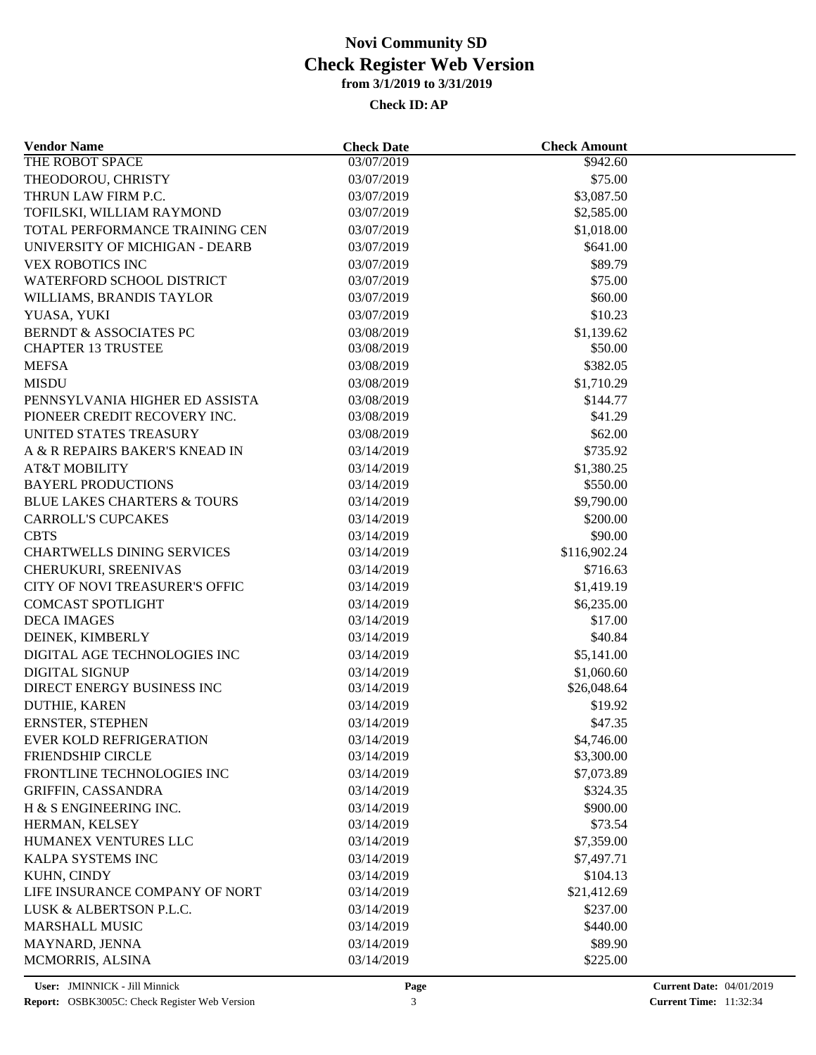# Novi Community SD

## Check Register Web Version

### from 3/1/2019 to 3/31/2019

**Check ID: AP**

| Vendor Name | Check Date | Check Amount |
|---|---|---|
| THE ROBOT SPACE | 03/07/2019 | $942.60 |
| THEODOROU, CHRISTY | 03/07/2019 | $75.00 |
| THRUN LAW FIRM P.C. | 03/07/2019 | $3,087.50 |
| TOFILSKI, WILLIAM RAYMOND | 03/07/2019 | $2,585.00 |
| TOTAL PERFORMANCE TRAINING CEN | 03/07/2019 | $1,018.00 |
| UNIVERSITY OF MICHIGAN - DEARB | 03/07/2019 | $641.00 |
| VEX ROBOTICS INC | 03/07/2019 | $89.79 |
| WATERFORD SCHOOL DISTRICT | 03/07/2019 | $75.00 |
| WILLIAMS, BRANDIS TAYLOR | 03/07/2019 | $60.00 |
| YUASA, YUKI | 03/07/2019 | $10.23 |
| BERNDT & ASSOCIATES PC | 03/08/2019 | $1,139.62 |
| CHAPTER 13 TRUSTEE | 03/08/2019 | $50.00 |
| MEFSA | 03/08/2019 | $382.05 |
| MISDU | 03/08/2019 | $1,710.29 |
| PENNSYLVANIA HIGHER ED ASSISTA | 03/08/2019 | $144.77 |
| PIONEER CREDIT RECOVERY INC. | 03/08/2019 | $41.29 |
| UNITED STATES TREASURY | 03/08/2019 | $62.00 |
| A & R REPAIRS BAKER'S KNEAD IN | 03/14/2019 | $735.92 |
| AT&T MOBILITY | 03/14/2019 | $1,380.25 |
| BAYERL PRODUCTIONS | 03/14/2019 | $550.00 |
| BLUE LAKES CHARTERS & TOURS | 03/14/2019 | $9,790.00 |
| CARROLL'S CUPCAKES | 03/14/2019 | $200.00 |
| CBTS | 03/14/2019 | $90.00 |
| CHARTWELLS DINING SERVICES | 03/14/2019 | $116,902.24 |
| CHERUKURI, SREENIVAS | 03/14/2019 | $716.63 |
| CITY OF NOVI TREASURER'S OFFIC | 03/14/2019 | $1,419.19 |
| COMCAST SPOTLIGHT | 03/14/2019 | $6,235.00 |
| DECA IMAGES | 03/14/2019 | $17.00 |
| DEINEK, KIMBERLY | 03/14/2019 | $40.84 |
| DIGITAL AGE TECHNOLOGIES INC | 03/14/2019 | $5,141.00 |
| DIGITAL SIGNUP | 03/14/2019 | $1,060.60 |
| DIRECT ENERGY BUSINESS INC | 03/14/2019 | $26,048.64 |
| DUTHIE, KAREN | 03/14/2019 | $19.92 |
| ERNSTER, STEPHEN | 03/14/2019 | $47.35 |
| EVER KOLD REFRIGERATION | 03/14/2019 | $4,746.00 |
| FRIENDSHIP CIRCLE | 03/14/2019 | $3,300.00 |
| FRONTLINE TECHNOLOGIES INC | 03/14/2019 | $7,073.89 |
| GRIFFIN, CASSANDRA | 03/14/2019 | $324.35 |
| H & S ENGINEERING INC. | 03/14/2019 | $900.00 |
| HERMAN, KELSEY | 03/14/2019 | $73.54 |
| HUMANEX VENTURES LLC | 03/14/2019 | $7,359.00 |
| KALPA SYSTEMS INC | 03/14/2019 | $7,497.71 |
| KUHN, CINDY | 03/14/2019 | $104.13 |
| LIFE INSURANCE COMPANY OF NORT | 03/14/2019 | $21,412.69 |
| LUSK & ALBERTSON P.L.C. | 03/14/2019 | $237.00 |
| MARSHALL MUSIC | 03/14/2019 | $440.00 |
| MAYNARD, JENNA | 03/14/2019 | $89.90 |
| MCMORRIS, ALSINA | 03/14/2019 | $225.00 |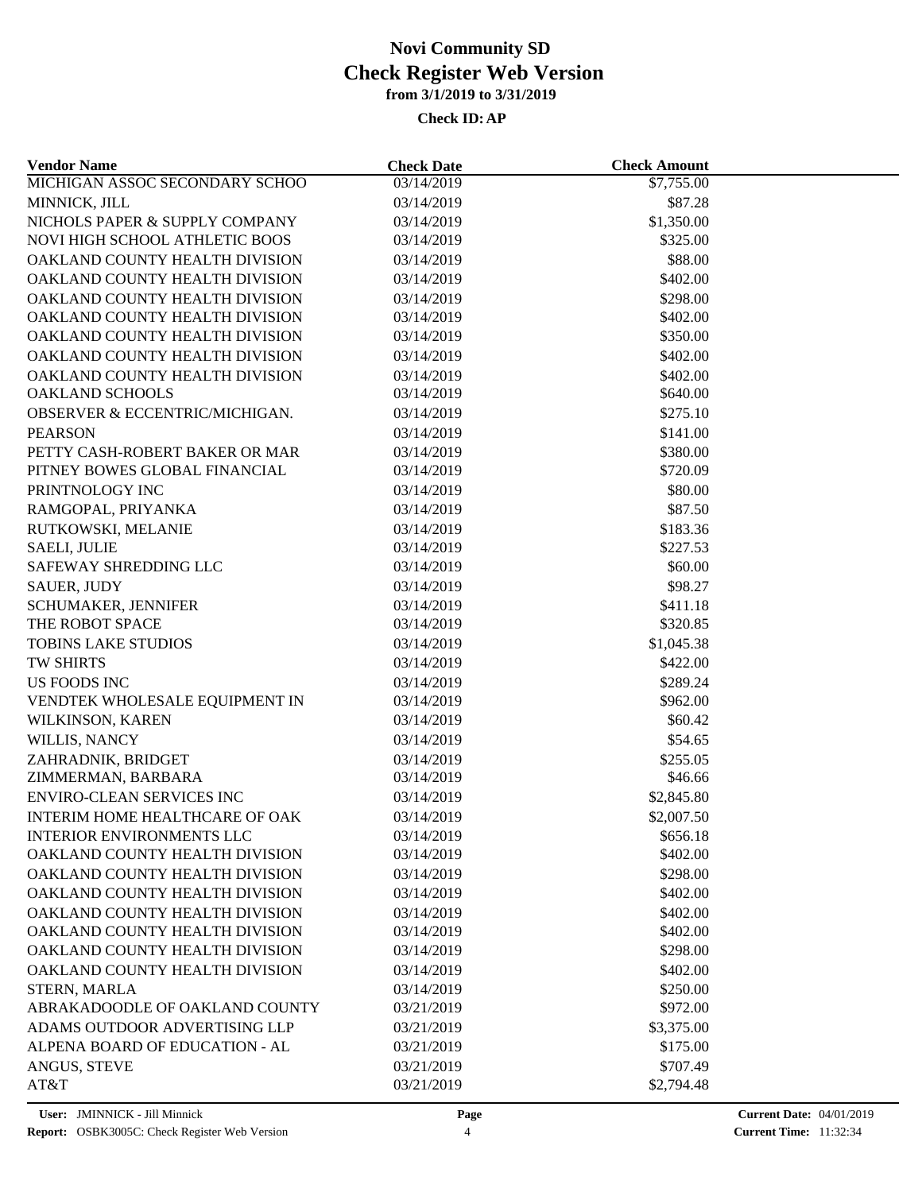# Novi Community SD
## Check Register Web Version
### from 3/1/2019 to 3/31/2019

**Check ID: AP**

| Vendor Name | Check Date | Check Amount |
|---|---|---|
| MICHIGAN ASSOC SECONDARY SCHOO | 03/14/2019 | $7,755.00 |
| MINNICK, JILL | 03/14/2019 | $87.28 |
| NICHOLS PAPER & SUPPLY COMPANY | 03/14/2019 | $1,350.00 |
| NOVI HIGH SCHOOL ATHLETIC BOOS | 03/14/2019 | $325.00 |
| OAKLAND COUNTY HEALTH DIVISION | 03/14/2019 | $88.00 |
| OAKLAND COUNTY HEALTH DIVISION | 03/14/2019 | $402.00 |
| OAKLAND COUNTY HEALTH DIVISION | 03/14/2019 | $298.00 |
| OAKLAND COUNTY HEALTH DIVISION | 03/14/2019 | $402.00 |
| OAKLAND COUNTY HEALTH DIVISION | 03/14/2019 | $350.00 |
| OAKLAND COUNTY HEALTH DIVISION | 03/14/2019 | $402.00 |
| OAKLAND COUNTY HEALTH DIVISION | 03/14/2019 | $402.00 |
| OAKLAND SCHOOLS | 03/14/2019 | $640.00 |
| OBSERVER & ECCENTRIC/MICHIGAN. | 03/14/2019 | $275.10 |
| PEARSON | 03/14/2019 | $141.00 |
| PETTY CASH-ROBERT BAKER OR MAR | 03/14/2019 | $380.00 |
| PITNEY BOWES GLOBAL FINANCIAL | 03/14/2019 | $720.09 |
| PRINTNOLOGY INC | 03/14/2019 | $80.00 |
| RAMGOPAL, PRIYANKA | 03/14/2019 | $87.50 |
| RUTKOWSKI, MELANIE | 03/14/2019 | $183.36 |
| SAELI, JULIE | 03/14/2019 | $227.53 |
| SAFEWAY SHREDDING LLC | 03/14/2019 | $60.00 |
| SAUER, JUDY | 03/14/2019 | $98.27 |
| SCHUMAKER, JENNIFER | 03/14/2019 | $411.18 |
| THE ROBOT SPACE | 03/14/2019 | $320.85 |
| TOBINS LAKE STUDIOS | 03/14/2019 | $1,045.38 |
| TW SHIRTS | 03/14/2019 | $422.00 |
| US FOODS INC | 03/14/2019 | $289.24 |
| VENDTEK WHOLESALE EQUIPMENT IN | 03/14/2019 | $962.00 |
| WILKINSON, KAREN | 03/14/2019 | $60.42 |
| WILLIS, NANCY | 03/14/2019 | $54.65 |
| ZAHRADNIK, BRIDGET | 03/14/2019 | $255.05 |
| ZIMMERMAN, BARBARA | 03/14/2019 | $46.66 |
| ENVIRO-CLEAN SERVICES INC | 03/14/2019 | $2,845.80 |
| INTERIM HOME HEALTHCARE OF OAK | 03/14/2019 | $2,007.50 |
| INTERIOR ENVIRONMENTS LLC | 03/14/2019 | $656.18 |
| OAKLAND COUNTY HEALTH DIVISION | 03/14/2019 | $402.00 |
| OAKLAND COUNTY HEALTH DIVISION | 03/14/2019 | $298.00 |
| OAKLAND COUNTY HEALTH DIVISION | 03/14/2019 | $402.00 |
| OAKLAND COUNTY HEALTH DIVISION | 03/14/2019 | $402.00 |
| OAKLAND COUNTY HEALTH DIVISION | 03/14/2019 | $402.00 |
| OAKLAND COUNTY HEALTH DIVISION | 03/14/2019 | $298.00 |
| OAKLAND COUNTY HEALTH DIVISION | 03/14/2019 | $402.00 |
| STERN, MARLA | 03/14/2019 | $250.00 |
| ABRAKADOODLE OF OAKLAND COUNTY | 03/21/2019 | $972.00 |
| ADAMS OUTDOOR ADVERTISING LLP | 03/21/2019 | $3,375.00 |
| ALPENA BOARD OF EDUCATION - AL | 03/21/2019 | $175.00 |
| ANGUS, STEVE | 03/21/2019 | $707.49 |
| AT&T | 03/21/2019 | $2,794.48 |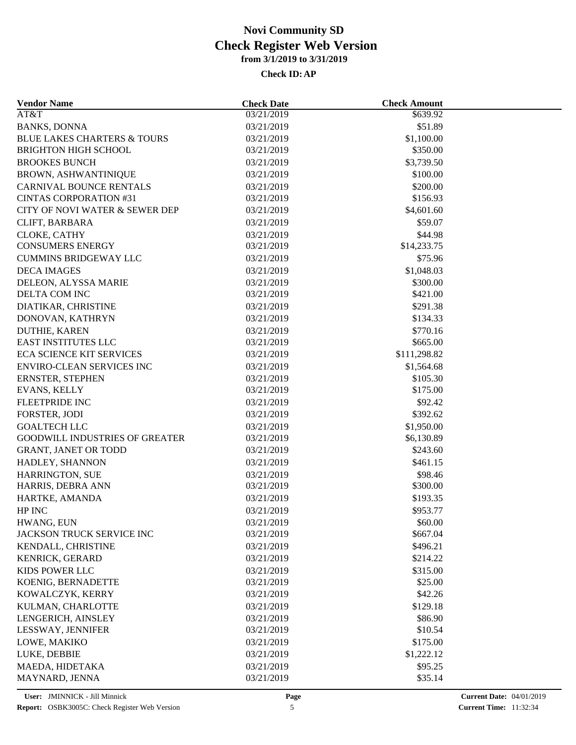# Novi Community SD
## Check Register Web Version
### from 3/1/2019 to 3/31/2019

**Check ID: AP**

| Vendor Name | Check Date | Check Amount |
|---|---|---|
| AT&T | 03/21/2019 | $639.92 |
| BANKS, DONNA | 03/21/2019 | $51.89 |
| BLUE LAKES CHARTERS & TOURS | 03/21/2019 | $1,100.00 |
| BRIGHTON HIGH SCHOOL | 03/21/2019 | $350.00 |
| BROOKES BUNCH | 03/21/2019 | $3,739.50 |
| BROWN, ASHWANTINIQUE | 03/21/2019 | $100.00 |
| CARNIVAL BOUNCE RENTALS | 03/21/2019 | $200.00 |
| CINTAS CORPORATION #31 | 03/21/2019 | $156.93 |
| CITY OF NOVI WATER & SEWER DEP | 03/21/2019 | $4,601.60 |
| CLIFT, BARBARA | 03/21/2019 | $59.07 |
| CLOKE, CATHY | 03/21/2019 | $44.98 |
| CONSUMERS ENERGY | 03/21/2019 | $14,233.75 |
| CUMMINS BRIDGEWAY LLC | 03/21/2019 | $75.96 |
| DECA IMAGES | 03/21/2019 | $1,048.03 |
| DELEON, ALYSSA MARIE | 03/21/2019 | $300.00 |
| DELTA COM INC | 03/21/2019 | $421.00 |
| DIATIKAR, CHRISTINE | 03/21/2019 | $291.38 |
| DONOVAN, KATHRYN | 03/21/2019 | $134.33 |
| DUTHIE, KAREN | 03/21/2019 | $770.16 |
| EAST INSTITUTES LLC | 03/21/2019 | $665.00 |
| ECA SCIENCE KIT SERVICES | 03/21/2019 | $111,298.82 |
| ENVIRO-CLEAN SERVICES INC | 03/21/2019 | $1,564.68 |
| ERNSTER, STEPHEN | 03/21/2019 | $105.30 |
| EVANS, KELLY | 03/21/2019 | $175.00 |
| FLEETPRIDE INC | 03/21/2019 | $92.42 |
| FORSTER, JODI | 03/21/2019 | $392.62 |
| GOALTECH LLC | 03/21/2019 | $1,950.00 |
| GOODWILL INDUSTRIES OF GREATER | 03/21/2019 | $6,130.89 |
| GRANT, JANET OR TODD | 03/21/2019 | $243.60 |
| HADLEY, SHANNON | 03/21/2019 | $461.15 |
| HARRINGTON, SUE | 03/21/2019 | $98.46 |
| HARRIS, DEBRA ANN | 03/21/2019 | $300.00 |
| HARTKE, AMANDA | 03/21/2019 | $193.35 |
| HP INC | 03/21/2019 | $953.77 |
| HWANG, EUN | 03/21/2019 | $60.00 |
| JACKSON TRUCK SERVICE INC | 03/21/2019 | $667.04 |
| KENDALL, CHRISTINE | 03/21/2019 | $496.21 |
| KENRICK, GERARD | 03/21/2019 | $214.22 |
| KIDS POWER LLC | 03/21/2019 | $315.00 |
| KOENIG, BERNADETTE | 03/21/2019 | $25.00 |
| KOWALCZYK, KERRY | 03/21/2019 | $42.26 |
| KULMAN, CHARLOTTE | 03/21/2019 | $129.18 |
| LENGERICH, AINSLEY | 03/21/2019 | $86.90 |
| LESSWAY, JENNIFER | 03/21/2019 | $10.54 |
| LOWE, MAKIKO | 03/21/2019 | $175.00 |
| LUKE, DEBBIE | 03/21/2019 | $1,222.12 |
| MAEDA, HIDETAKA | 03/21/2019 | $95.25 |
| MAYNARD, JENNA | 03/21/2019 | $35.14 |

**User:** JMINNICK - Jill Minnick
**Report:** OSBK3005C: Check Register Web Version
**Current Date:** 04/01/2019
**Current Time:** 11:32:34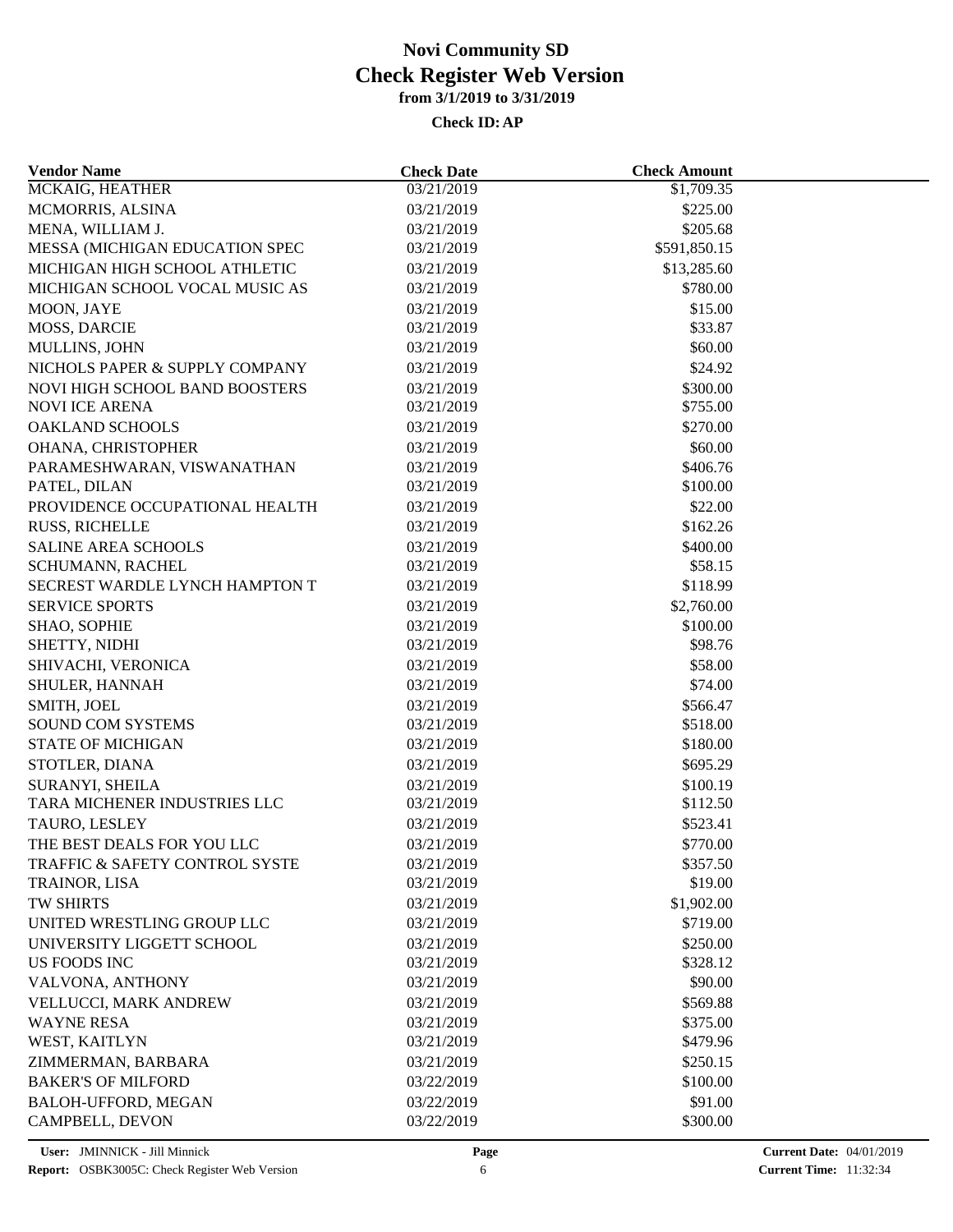# Novi Community SD
## Check Register Web Version
### from 3/1/2019 to 3/31/2019

**Check ID: AP**

| Vendor Name | Check Date | Check Amount |
|---|---|---|
| MCKAIG, HEATHER | 03/21/2019 | $1,709.35 |
| MCMORRIS, ALSINA | 03/21/2019 | $225.00 |
| MENA, WILLIAM J. | 03/21/2019 | $205.68 |
| MESSA (MICHIGAN EDUCATION SPEC | 03/21/2019 | $591,850.15 |
| MICHIGAN HIGH SCHOOL ATHLETIC | 03/21/2019 | $13,285.60 |
| MICHIGAN SCHOOL VOCAL MUSIC AS | 03/21/2019 | $780.00 |
| MOON, JAYE | 03/21/2019 | $15.00 |
| MOSS, DARCIE | 03/21/2019 | $33.87 |
| MULLINS, JOHN | 03/21/2019 | $60.00 |
| NICHOLS PAPER & SUPPLY COMPANY | 03/21/2019 | $24.92 |
| NOVI HIGH SCHOOL BAND BOOSTERS | 03/21/2019 | $300.00 |
| NOVI ICE ARENA | 03/21/2019 | $755.00 |
| OAKLAND SCHOOLS | 03/21/2019 | $270.00 |
| OHANA, CHRISTOPHER | 03/21/2019 | $60.00 |
| PARAMESHWARAN, VISWANATHAN | 03/21/2019 | $406.76 |
| PATEL, DILAN | 03/21/2019 | $100.00 |
| PROVIDENCE OCCUPATIONAL HEALTH | 03/21/2019 | $22.00 |
| RUSS, RICHELLE | 03/21/2019 | $162.26 |
| SALINE AREA SCHOOLS | 03/21/2019 | $400.00 |
| SCHUMANN, RACHEL | 03/21/2019 | $58.15 |
| SECREST WARDLE LYNCH HAMPTON T | 03/21/2019 | $118.99 |
| SERVICE SPORTS | 03/21/2019 | $2,760.00 |
| SHAO, SOPHIE | 03/21/2019 | $100.00 |
| SHETTY, NIDHI | 03/21/2019 | $98.76 |
| SHIVACHI, VERONICA | 03/21/2019 | $58.00 |
| SHULER, HANNAH | 03/21/2019 | $74.00 |
| SMITH, JOEL | 03/21/2019 | $566.47 |
| SOUND COM SYSTEMS | 03/21/2019 | $518.00 |
| STATE OF MICHIGAN | 03/21/2019 | $180.00 |
| STOTLER, DIANA | 03/21/2019 | $695.29 |
| SURANYI, SHEILA | 03/21/2019 | $100.19 |
| TARA MICHENER INDUSTRIES LLC | 03/21/2019 | $112.50 |
| TAURO, LESLEY | 03/21/2019 | $523.41 |
| THE BEST DEALS FOR YOU LLC | 03/21/2019 | $770.00 |
| TRAFFIC & SAFETY CONTROL SYSTE | 03/21/2019 | $357.50 |
| TRAINOR, LISA | 03/21/2019 | $19.00 |
| TW SHIRTS | 03/21/2019 | $1,902.00 |
| UNITED WRESTLING GROUP LLC | 03/21/2019 | $719.00 |
| UNIVERSITY LIGGETT SCHOOL | 03/21/2019 | $250.00 |
| US FOODS INC | 03/21/2019 | $328.12 |
| VALVONA, ANTHONY | 03/21/2019 | $90.00 |
| VELLUCCI, MARK ANDREW | 03/21/2019 | $569.88 |
| WAYNE RESA | 03/21/2019 | $375.00 |
| WEST, KAITLYN | 03/21/2019 | $479.96 |
| ZIMMERMAN, BARBARA | 03/21/2019 | $250.15 |
| BAKER'S OF MILFORD | 03/22/2019 | $100.00 |
| BALOH-UFFORD, MEGAN | 03/22/2019 | $91.00 |
| CAMPBELL, DEVON | 03/22/2019 | $300.00 |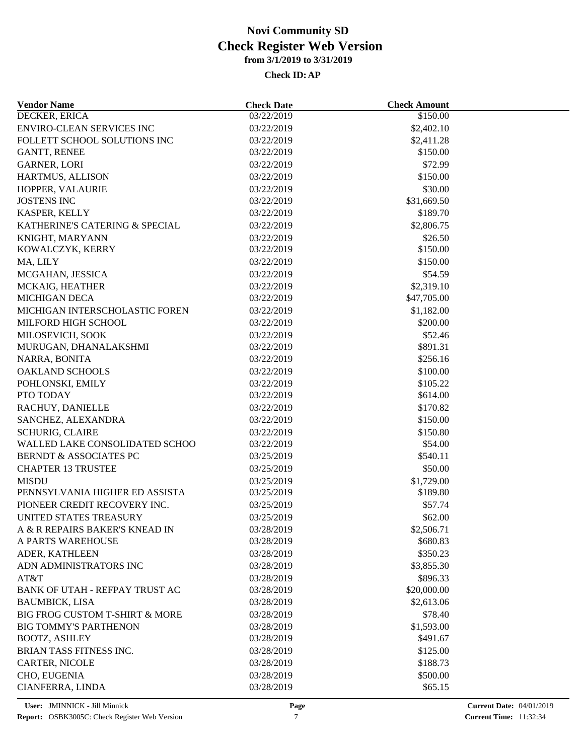# Novi Community SD
## Check Register Web Version
### from 3/1/2019 to 3/31/2019

**Check ID: AP**

| Vendor Name | Check Date | Check Amount |
|---|---|---|
| DECKER, ERICA | 03/22/2019 | $150.00 |
| ENVIRO-CLEAN SERVICES INC | 03/22/2019 | $2,402.10 |
| FOLLETT SCHOOL SOLUTIONS INC | 03/22/2019 | $2,411.28 |
| GANTT, RENEE | 03/22/2019 | $150.00 |
| GARNER, LORI | 03/22/2019 | $72.99 |
| HARTMUS, ALLISON | 03/22/2019 | $150.00 |
| HOPPER, VALAURIE | 03/22/2019 | $30.00 |
| JOSTENS INC | 03/22/2019 | $31,669.50 |
| KASPER, KELLY | 03/22/2019 | $189.70 |
| KATHERINE'S CATERING & SPECIAL | 03/22/2019 | $2,806.75 |
| KNIGHT, MARYANN | 03/22/2019 | $26.50 |
| KOWALCZYK, KERRY | 03/22/2019 | $150.00 |
| MA, LILY | 03/22/2019 | $150.00 |
| MCGAHAN, JESSICA | 03/22/2019 | $54.59 |
| MCKAIG, HEATHER | 03/22/2019 | $2,319.10 |
| MICHIGAN DECA | 03/22/2019 | $47,705.00 |
| MICHIGAN INTERSCHOLASTIC FOREN | 03/22/2019 | $1,182.00 |
| MILFORD HIGH SCHOOL | 03/22/2019 | $200.00 |
| MILOSEVICH, SOOK | 03/22/2019 | $52.46 |
| MURUGAN, DHANALAKSHMI | 03/22/2019 | $891.31 |
| NARRA, BONITA | 03/22/2019 | $256.16 |
| OAKLAND SCHOOLS | 03/22/2019 | $100.00 |
| POHLONSKI, EMILY | 03/22/2019 | $105.22 |
| PTO TODAY | 03/22/2019 | $614.00 |
| RACHUY, DANIELLE | 03/22/2019 | $170.82 |
| SANCHEZ, ALEXANDRA | 03/22/2019 | $150.00 |
| SCHURIG, CLAIRE | 03/22/2019 | $150.80 |
| WALLED LAKE CONSOLIDATED SCHOO | 03/22/2019 | $54.00 |
| BERNDT & ASSOCIATES PC | 03/25/2019 | $540.11 |
| CHAPTER 13 TRUSTEE | 03/25/2019 | $50.00 |
| MISDU | 03/25/2019 | $1,729.00 |
| PENNSYLVANIA HIGHER ED ASSISTA | 03/25/2019 | $189.80 |
| PIONEER CREDIT RECOVERY INC. | 03/25/2019 | $57.74 |
| UNITED STATES TREASURY | 03/25/2019 | $62.00 |
| A & R REPAIRS BAKER'S KNEAD IN | 03/28/2019 | $2,506.71 |
| A PARTS WAREHOUSE | 03/28/2019 | $680.83 |
| ADER, KATHLEEN | 03/28/2019 | $350.23 |
| ADN ADMINISTRATORS INC | 03/28/2019 | $3,855.30 |
| AT&T | 03/28/2019 | $896.33 |
| BANK OF UTAH - REFPAY TRUST AC | 03/28/2019 | $20,000.00 |
| BAUMBICK, LISA | 03/28/2019 | $2,613.06 |
| BIG FROG CUSTOM T-SHIRT & MORE | 03/28/2019 | $78.40 |
| BIG TOMMY'S PARTHENON | 03/28/2019 | $1,593.00 |
| BOOTZ, ASHLEY | 03/28/2019 | $491.67 |
| BRIAN TASS FITNESS INC. | 03/28/2019 | $125.00 |
| CARTER, NICOLE | 03/28/2019 | $188.73 |
| CHO, EUGENIA | 03/28/2019 | $500.00 |
| CIANFERRA, LINDA | 03/28/2019 | $65.15 |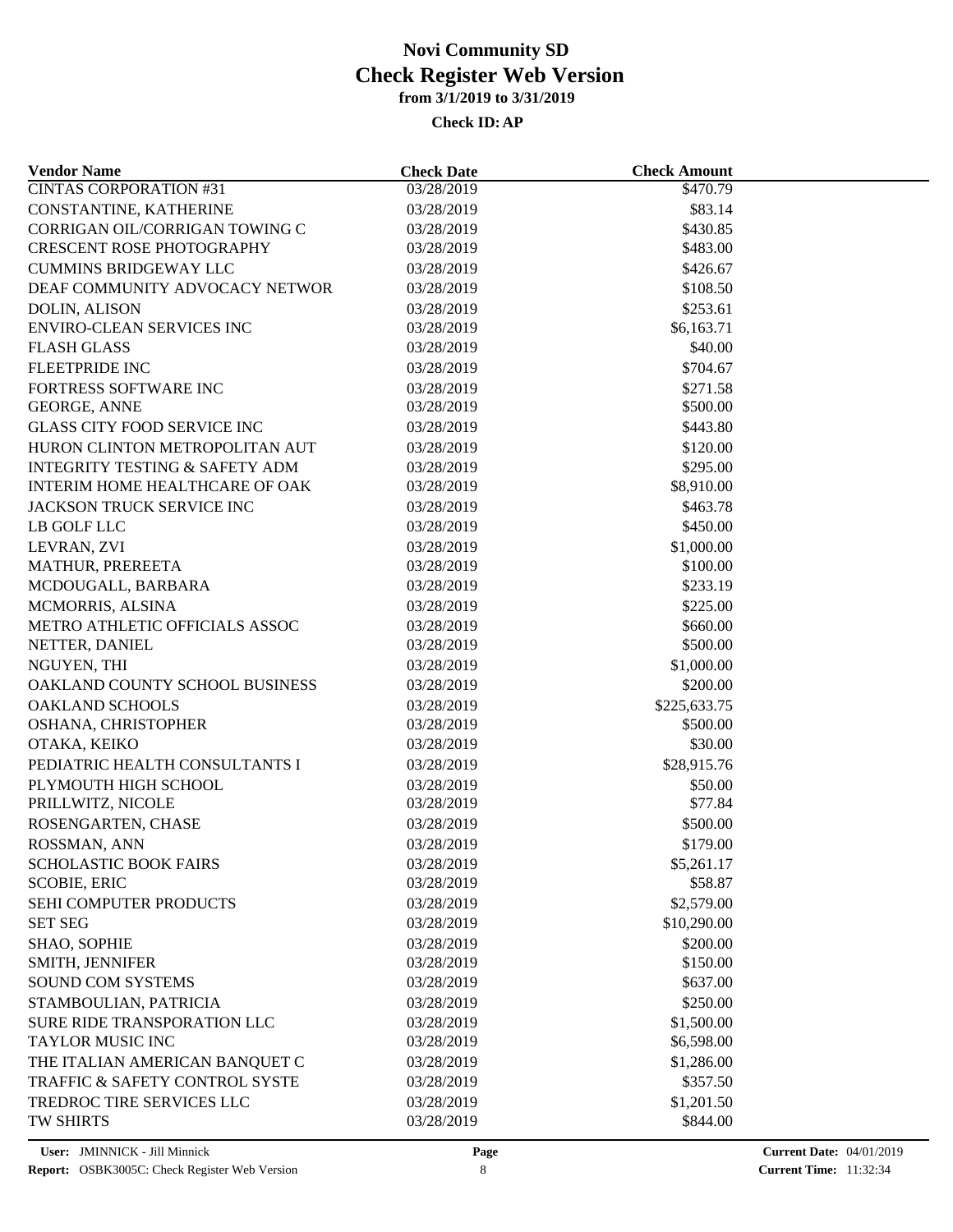# Novi Community SD
## Check Register Web Version
### from 3/1/2019 to 3/31/2019

**Check ID: AP**

| Vendor Name | Check Date | Check Amount |
|---|---|---|
| CINTAS CORPORATION #31 | 03/28/2019 | $470.79 |
| CONSTANTINE, KATHERINE | 03/28/2019 | $83.14 |
| CORRIGAN OIL/CORRIGAN TOWING C | 03/28/2019 | $430.85 |
| CRESCENT ROSE PHOTOGRAPHY | 03/28/2019 | $483.00 |
| CUMMINS BRIDGEWAY LLC | 03/28/2019 | $426.67 |
| DEAF COMMUNITY ADVOCACY NETWOR | 03/28/2019 | $108.50 |
| DOLIN, ALISON | 03/28/2019 | $253.61 |
| ENVIRO-CLEAN SERVICES INC | 03/28/2019 | $6,163.71 |
| FLASH GLASS | 03/28/2019 | $40.00 |
| FLEETPRIDE INC | 03/28/2019 | $704.67 |
| FORTRESS SOFTWARE INC | 03/28/2019 | $271.58 |
| GEORGE, ANNE | 03/28/2019 | $500.00 |
| GLASS CITY FOOD SERVICE INC | 03/28/2019 | $443.80 |
| HURON CLINTON METROPOLITAN AUT | 03/28/2019 | $120.00 |
| INTEGRITY TESTING & SAFETY ADM | 03/28/2019 | $295.00 |
| INTERIM HOME HEALTHCARE OF OAK | 03/28/2019 | $8,910.00 |
| JACKSON TRUCK SERVICE INC | 03/28/2019 | $463.78 |
| LB GOLF LLC | 03/28/2019 | $450.00 |
| LEVRAN, ZVI | 03/28/2019 | $1,000.00 |
| MATHUR, PREREETA | 03/28/2019 | $100.00 |
| MCDOUGALL, BARBARA | 03/28/2019 | $233.19 |
| MCMORRIS, ALSINA | 03/28/2019 | $225.00 |
| METRO ATHLETIC OFFICIALS ASSOC | 03/28/2019 | $660.00 |
| NETTER, DANIEL | 03/28/2019 | $500.00 |
| NGUYEN, THI | 03/28/2019 | $1,000.00 |
| OAKLAND COUNTY SCHOOL BUSINESS | 03/28/2019 | $200.00 |
| OAKLAND SCHOOLS | 03/28/2019 | $225,633.75 |
| OSHANA, CHRISTOPHER | 03/28/2019 | $500.00 |
| OTAKA, KEIKO | 03/28/2019 | $30.00 |
| PEDIATRIC HEALTH CONSULTANTS I | 03/28/2019 | $28,915.76 |
| PLYMOUTH HIGH SCHOOL | 03/28/2019 | $50.00 |
| PRILLWITZ, NICOLE | 03/28/2019 | $77.84 |
| ROSENGARTEN, CHASE | 03/28/2019 | $500.00 |
| ROSSMAN, ANN | 03/28/2019 | $179.00 |
| SCHOLASTIC BOOK FAIRS | 03/28/2019 | $5,261.17 |
| SCOBIE, ERIC | 03/28/2019 | $58.87 |
| SEHI COMPUTER PRODUCTS | 03/28/2019 | $2,579.00 |
| SET SEG | 03/28/2019 | $10,290.00 |
| SHAO, SOPHIE | 03/28/2019 | $200.00 |
| SMITH, JENNIFER | 03/28/2019 | $150.00 |
| SOUND COM SYSTEMS | 03/28/2019 | $637.00 |
| STAMBOULIAN, PATRICIA | 03/28/2019 | $250.00 |
| SURE RIDE TRANSPORATION LLC | 03/28/2019 | $1,500.00 |
| TAYLOR MUSIC INC | 03/28/2019 | $6,598.00 |
| THE ITALIAN AMERICAN BANQUET C | 03/28/2019 | $1,286.00 |
| TRAFFIC & SAFETY CONTROL SYSTE | 03/28/2019 | $357.50 |
| TREDROC TIRE SERVICES LLC | 03/28/2019 | $1,201.50 |
| TW SHIRTS | 03/28/2019 | $844.00 |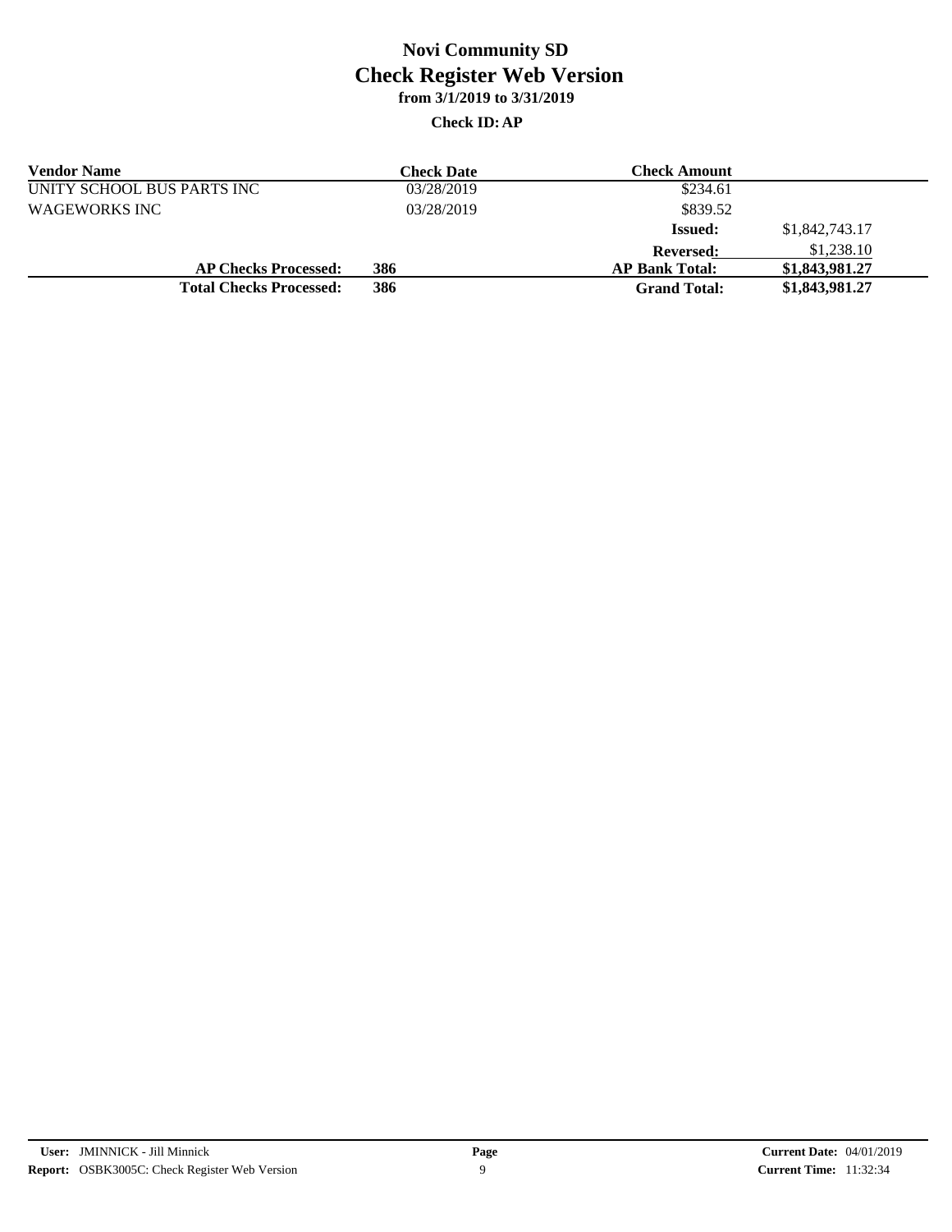# Novi Community SD

## Check Register Web Version

**from 3/1/2019 to 3/31/2019**

**Check ID: AP**

| Vendor Name | | Check Date | Check Amount | |
|---|---|---|---|---|
| UNITY SCHOOL BUS PARTS INC | | 03/28/2019 | $234.61 | |
| WAGEWORKS INC | | 03/28/2019 | $839.52 | |
| | | | **Issued:** | $1,842,743.17 |
| | | | **Reversed:** | $1,238.10 |
| **AP Checks Processed:** | **386** | | **AP Bank Total:** | **$1,843,981.27** |
| **Total Checks Processed:** | **386** | | **Grand Total:** | **$1,843,981.27** |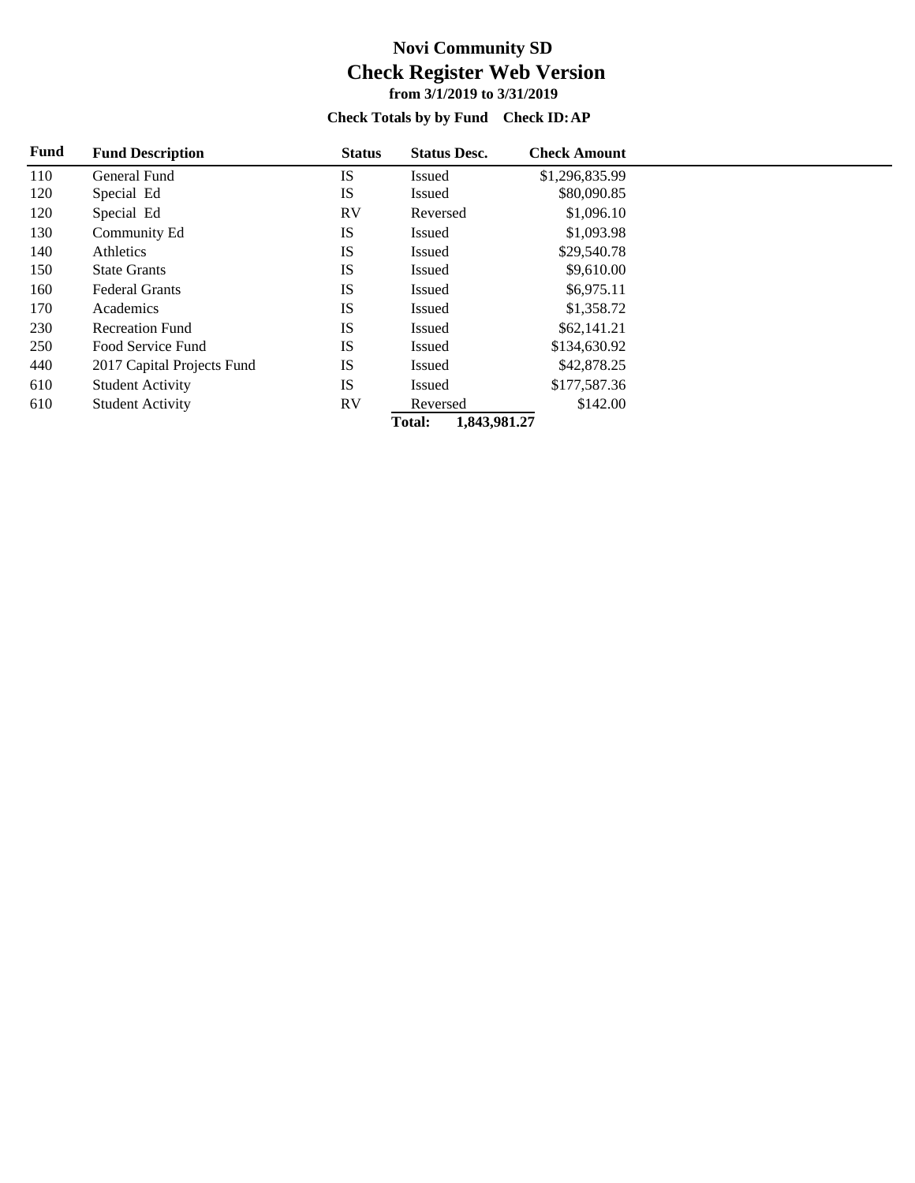# Novi Community SD

## Check Register Web Version

**from 3/1/2019 to 3/31/2019**

**Check Totals by by Fund Check ID: AP**

| Fund | Fund Description | Status | Status Desc. | Check Amount |
|---|---|---|---|---|
| 110 | General Fund | IS | Issued | $1,296,835.99 |
| 120 | Special Ed | IS | Issued | $80,090.85 |
| 120 | Special Ed | RV | Reversed | $1,096.10 |
| 130 | Community Ed | IS | Issued | $1,093.98 |
| 140 | Athletics | IS | Issued | $29,540.78 |
| 150 | State Grants | IS | Issued | $9,610.00 |
| 160 | Federal Grants | IS | Issued | $6,975.11 |
| 170 | Academics | IS | Issued | $1,358.72 |
| 230 | Recreation Fund | IS | Issued | $62,141.21 |
| 250 | Food Service Fund | IS | Issued | $134,630.92 |
| 440 | 2017 Capital Projects Fund | IS | Issued | $42,878.25 |
| 610 | Student Activity | IS | Issued | $177,587.36 |
| 610 | Student Activity | RV | Reversed | $142.00 |
| | | | **Total:** | **1,843,981.27** |